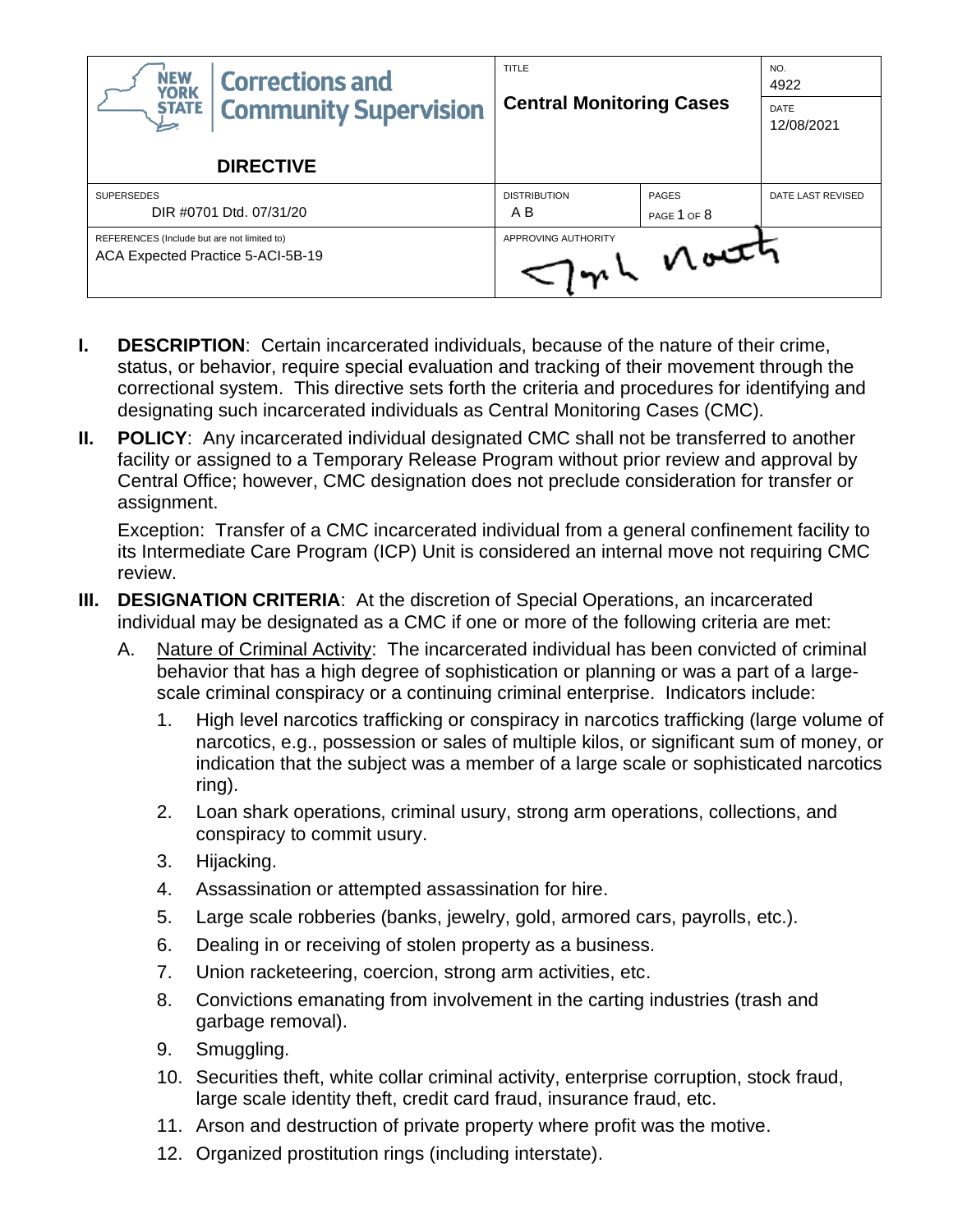| NEW YORK STATE Corrections and Community Supervision<br><br>**DIRECTIVE** | TITLE<br><br>**Central Monitoring Cases** | | NO.<br>4922<br><br>DATE<br>12/08/2021 |
|---|---|---|---|
| SUPERSEDES<br>DIR #0701 Dtd. 07/31/20 | DISTRIBUTION<br>A B | PAGES<br>PAGE 1 OF 8 | DATE LAST REVISED |
| REFERENCES (Include but are not limited to)<br>ACA Expected Practice 5-ACI-5B-19 | APPROVING AUTHORITY | | |

**I. DESCRIPTION**: Certain incarcerated individuals, because of the nature of their crime, status, or behavior, require special evaluation and tracking of their movement through the correctional system. This directive sets forth the criteria and procedures for identifying and designating such incarcerated individuals as Central Monitoring Cases (CMC).

**II. POLICY**: Any incarcerated individual designated CMC shall not be transferred to another facility or assigned to a Temporary Release Program without prior review and approval by Central Office; however, CMC designation does not preclude consideration for transfer or assignment.

Exception: Transfer of a CMC incarcerated individual from a general confinement facility to its Intermediate Care Program (ICP) Unit is considered an internal move not requiring CMC review.

**III. DESIGNATION CRITERIA**: At the discretion of Special Operations, an incarcerated individual may be designated as a CMC if one or more of the following criteria are met:

A. Nature of Criminal Activity: The incarcerated individual has been convicted of criminal behavior that has a high degree of sophistication or planning or was a part of a large-scale criminal conspiracy or a continuing criminal enterprise. Indicators include:

1. High level narcotics trafficking or conspiracy in narcotics trafficking (large volume of narcotics, e.g., possession or sales of multiple kilos, or significant sum of money, or indication that the subject was a member of a large scale or sophisticated narcotics ring).
2. Loan shark operations, criminal usury, strong arm operations, collections, and conspiracy to commit usury.
3. Hijacking.
4. Assassination or attempted assassination for hire.
5. Large scale robberies (banks, jewelry, gold, armored cars, payrolls, etc.).
6. Dealing in or receiving of stolen property as a business.
7. Union racketeering, coercion, strong arm activities, etc.
8. Convictions emanating from involvement in the carting industries (trash and garbage removal).
9. Smuggling.
10. Securities theft, white collar criminal activity, enterprise corruption, stock fraud, large scale identity theft, credit card fraud, insurance fraud, etc.
11. Arson and destruction of private property where profit was the motive.
12. Organized prostitution rings (including interstate).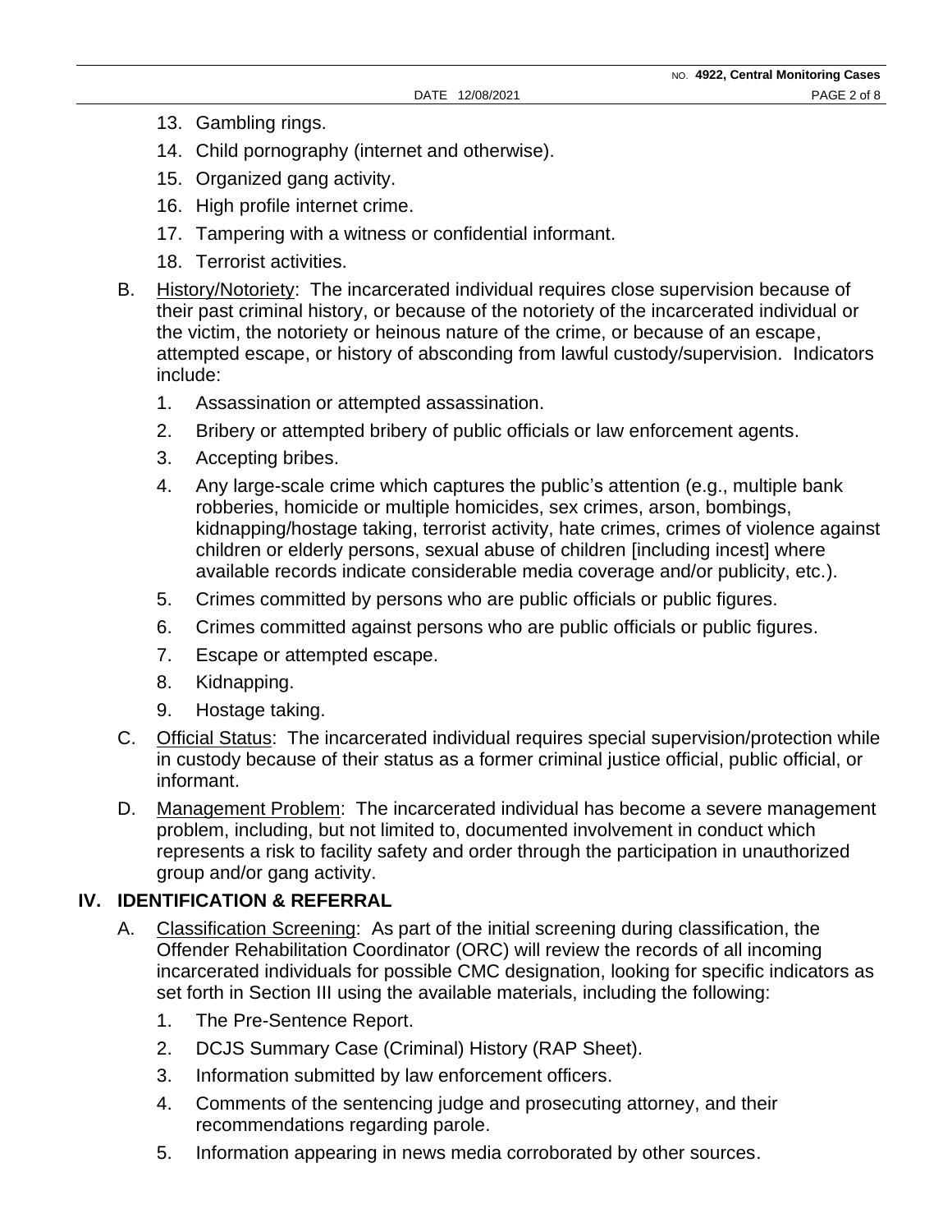13. Gambling rings.
14. Child pornography (internet and otherwise).
15. Organized gang activity.
16. High profile internet crime.
17. Tampering with a witness or confidential informant.
18. Terrorist activities.

B. History/Notoriety: The incarcerated individual requires close supervision because of their past criminal history, or because of the notoriety of the incarcerated individual or the victim, the notoriety or heinous nature of the crime, or because of an escape, attempted escape, or history of absconding from lawful custody/supervision. Indicators include:

1. Assassination or attempted assassination.
2. Bribery or attempted bribery of public officials or law enforcement agents.
3. Accepting bribes.
4. Any large-scale crime which captures the public's attention (e.g., multiple bank robberies, homicide or multiple homicides, sex crimes, arson, bombings, kidnapping/hostage taking, terrorist activity, hate crimes, crimes of violence against children or elderly persons, sexual abuse of children [including incest] where available records indicate considerable media coverage and/or publicity, etc.).
5. Crimes committed by persons who are public officials or public figures.
6. Crimes committed against persons who are public officials or public figures.
7. Escape or attempted escape.
8. Kidnapping.
9. Hostage taking.

C. Official Status: The incarcerated individual requires special supervision/protection while in custody because of their status as a former criminal justice official, public official, or informant.

D. Management Problem: The incarcerated individual has become a severe management problem, including, but not limited to, documented involvement in conduct which represents a risk to facility safety and order through the participation in unauthorized group and/or gang activity.

## IV. IDENTIFICATION & REFERRAL

A. Classification Screening: As part of the initial screening during classification, the Offender Rehabilitation Coordinator (ORC) will review the records of all incoming incarcerated individuals for possible CMC designation, looking for specific indicators as set forth in Section III using the available materials, including the following:

1. The Pre-Sentence Report.
2. DCJS Summary Case (Criminal) History (RAP Sheet).
3. Information submitted by law enforcement officers.
4. Comments of the sentencing judge and prosecuting attorney, and their recommendations regarding parole.
5. Information appearing in news media corroborated by other sources.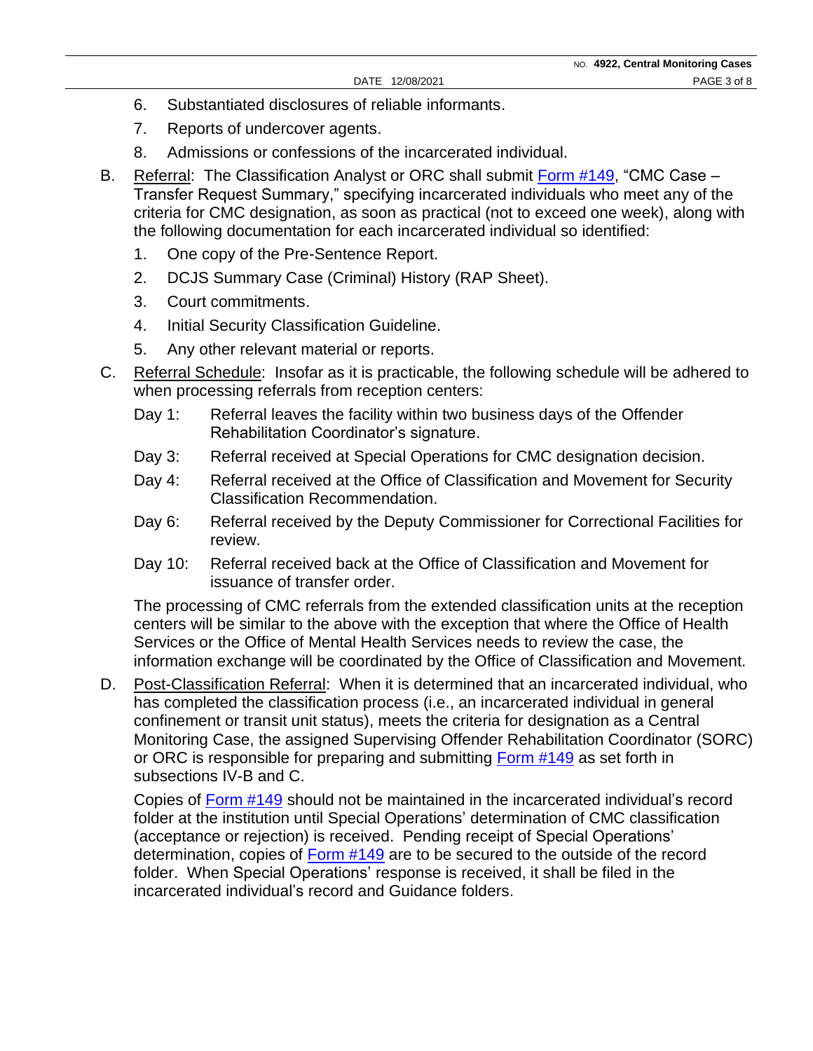6. Substantiated disclosures of reliable informants.
7. Reports of undercover agents.
8. Admissions or confessions of the incarcerated individual.

B. Referral: The Classification Analyst or ORC shall submit Form #149, "CMC Case – Transfer Request Summary," specifying incarcerated individuals who meet any of the criteria for CMC designation, as soon as practical (not to exceed one week), along with the following documentation for each incarcerated individual so identified:

1. One copy of the Pre-Sentence Report.
2. DCJS Summary Case (Criminal) History (RAP Sheet).
3. Court commitments.
4. Initial Security Classification Guideline.
5. Any other relevant material or reports.

C. Referral Schedule: Insofar as it is practicable, the following schedule will be adhered to when processing referrals from reception centers:

Day 1: Referral leaves the facility within two business days of the Offender Rehabilitation Coordinator's signature.

Day 3: Referral received at Special Operations for CMC designation decision.

Day 4: Referral received at the Office of Classification and Movement for Security Classification Recommendation.

Day 6: Referral received by the Deputy Commissioner for Correctional Facilities for review.

Day 10: Referral received back at the Office of Classification and Movement for issuance of transfer order.

The processing of CMC referrals from the extended classification units at the reception centers will be similar to the above with the exception that where the Office of Health Services or the Office of Mental Health Services needs to review the case, the information exchange will be coordinated by the Office of Classification and Movement.

D. Post-Classification Referral: When it is determined that an incarcerated individual, who has completed the classification process (i.e., an incarcerated individual in general confinement or transit unit status), meets the criteria for designation as a Central Monitoring Case, the assigned Supervising Offender Rehabilitation Coordinator (SORC) or ORC is responsible for preparing and submitting Form #149 as set forth in subsections IV-B and C.

Copies of Form #149 should not be maintained in the incarcerated individual's record folder at the institution until Special Operations' determination of CMC classification (acceptance or rejection) is received. Pending receipt of Special Operations' determination, copies of Form #149 are to be secured to the outside of the record folder. When Special Operations' response is received, it shall be filed in the incarcerated individual's record and Guidance folders.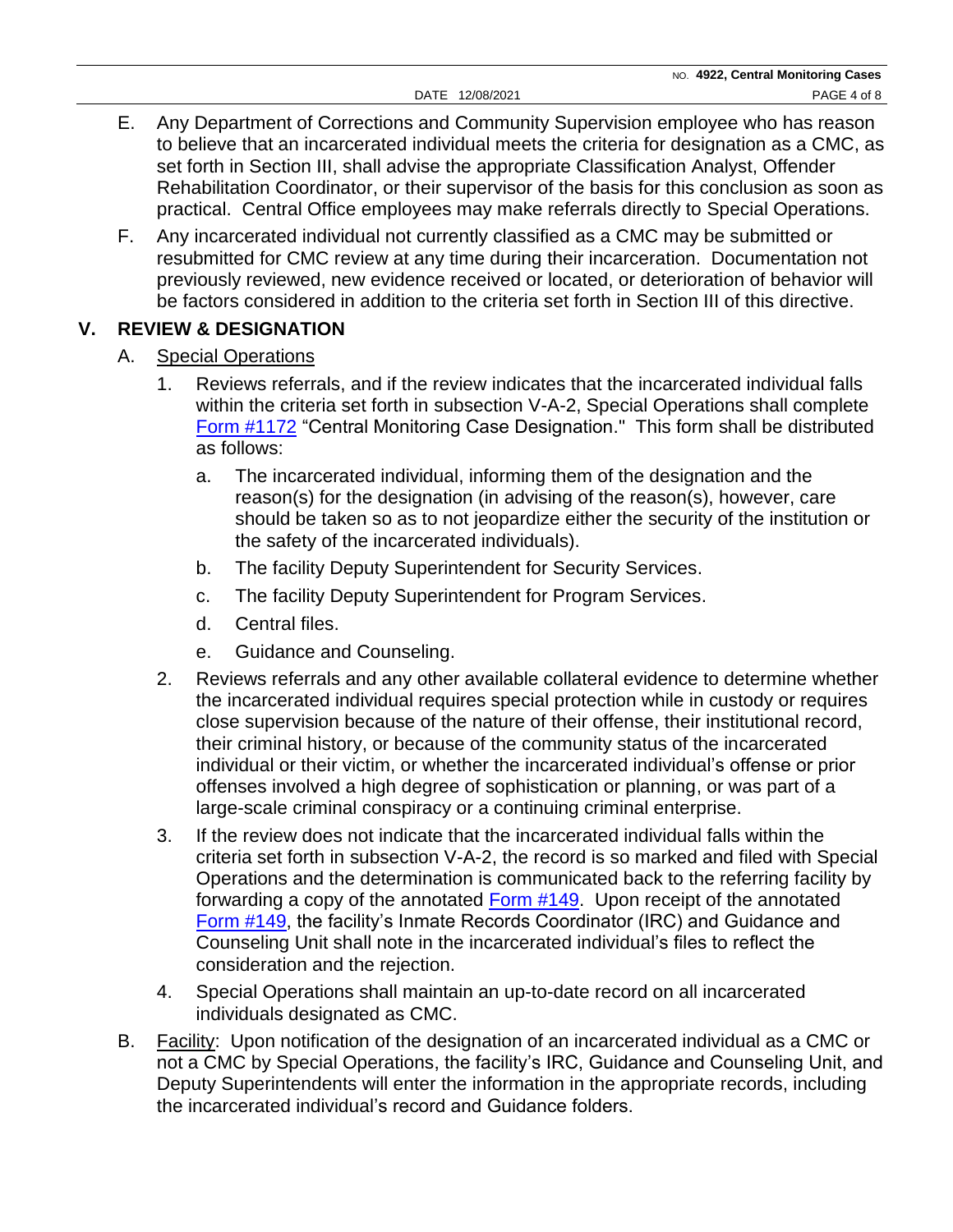E. Any Department of Corrections and Community Supervision employee who has reason to believe that an incarcerated individual meets the criteria for designation as a CMC, as set forth in Section III, shall advise the appropriate Classification Analyst, Offender Rehabilitation Coordinator, or their supervisor of the basis for this conclusion as soon as practical. Central Office employees may make referrals directly to Special Operations.

F. Any incarcerated individual not currently classified as a CMC may be submitted or resubmitted for CMC review at any time during their incarceration. Documentation not previously reviewed, new evidence received or located, or deterioration of behavior will be factors considered in addition to the criteria set forth in Section III of this directive.

## V. REVIEW & DESIGNATION

A. Special Operations

1. Reviews referrals, and if the review indicates that the incarcerated individual falls within the criteria set forth in subsection V-A-2, Special Operations shall complete Form #1172 "Central Monitoring Case Designation." This form shall be distributed as follows:

   a. The incarcerated individual, informing them of the designation and the reason(s) for the designation (in advising of the reason(s), however, care should be taken so as to not jeopardize either the security of the institution or the safety of the incarcerated individuals).

   b. The facility Deputy Superintendent for Security Services.

   c. The facility Deputy Superintendent for Program Services.

   d. Central files.

   e. Guidance and Counseling.

2. Reviews referrals and any other available collateral evidence to determine whether the incarcerated individual requires special protection while in custody or requires close supervision because of the nature of their offense, their institutional record, their criminal history, or because of the community status of the incarcerated individual or their victim, or whether the incarcerated individual's offense or prior offenses involved a high degree of sophistication or planning, or was part of a large-scale criminal conspiracy or a continuing criminal enterprise.

3. If the review does not indicate that the incarcerated individual falls within the criteria set forth in subsection V-A-2, the record is so marked and filed with Special Operations and the determination is communicated back to the referring facility by forwarding a copy of the annotated Form #149. Upon receipt of the annotated Form #149, the facility's Inmate Records Coordinator (IRC) and Guidance and Counseling Unit shall note in the incarcerated individual's files to reflect the consideration and the rejection.

4. Special Operations shall maintain an up-to-date record on all incarcerated individuals designated as CMC.

B. Facility: Upon notification of the designation of an incarcerated individual as a CMC or not a CMC by Special Operations, the facility's IRC, Guidance and Counseling Unit, and Deputy Superintendents will enter the information in the appropriate records, including the incarcerated individual's record and Guidance folders.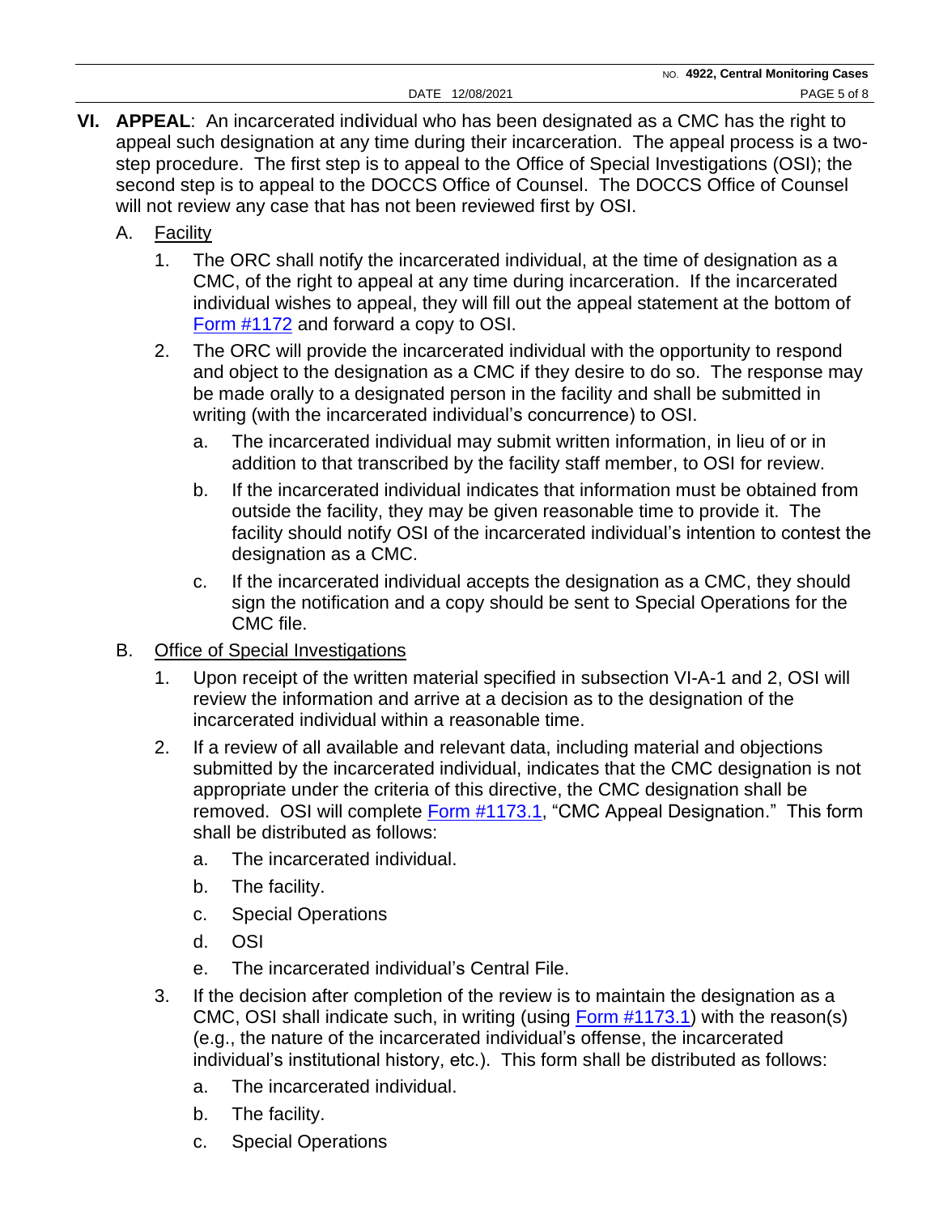**VI. APPEAL**: An incarcerated individual who has been designated as a CMC has the right to appeal such designation at any time during their incarceration. The appeal process is a two-step procedure. The first step is to appeal to the Office of Special Investigations (OSI); the second step is to appeal to the DOCCS Office of Counsel. The DOCCS Office of Counsel will not review any case that has not been reviewed first by OSI.

A. Facility

1. The ORC shall notify the incarcerated individual, at the time of designation as a CMC, of the right to appeal at any time during incarceration. If the incarcerated individual wishes to appeal, they will fill out the appeal statement at the bottom of Form #1172 and forward a copy to OSI.

2. The ORC will provide the incarcerated individual with the opportunity to respond and object to the designation as a CMC if they desire to do so. The response may be made orally to a designated person in the facility and shall be submitted in writing (with the incarcerated individual's concurrence) to OSI.

   a. The incarcerated individual may submit written information, in lieu of or in addition to that transcribed by the facility staff member, to OSI for review.

   b. If the incarcerated individual indicates that information must be obtained from outside the facility, they may be given reasonable time to provide it. The facility should notify OSI of the incarcerated individual's intention to contest the designation as a CMC.

   c. If the incarcerated individual accepts the designation as a CMC, they should sign the notification and a copy should be sent to Special Operations for the CMC file.

B. Office of Special Investigations

1. Upon receipt of the written material specified in subsection VI-A-1 and 2, OSI will review the information and arrive at a decision as to the designation of the incarcerated individual within a reasonable time.

2. If a review of all available and relevant data, including material and objections submitted by the incarcerated individual, indicates that the CMC designation is not appropriate under the criteria of this directive, the CMC designation shall be removed. OSI will complete Form #1173.1, "CMC Appeal Designation." This form shall be distributed as follows:

   a. The incarcerated individual.

   b. The facility.

   c. Special Operations

   d. OSI

   e. The incarcerated individual's Central File.

3. If the decision after completion of the review is to maintain the designation as a CMC, OSI shall indicate such, in writing (using Form #1173.1) with the reason(s) (e.g., the nature of the incarcerated individual's offense, the incarcerated individual's institutional history, etc.). This form shall be distributed as follows:

   a. The incarcerated individual.

   b. The facility.

   c. Special Operations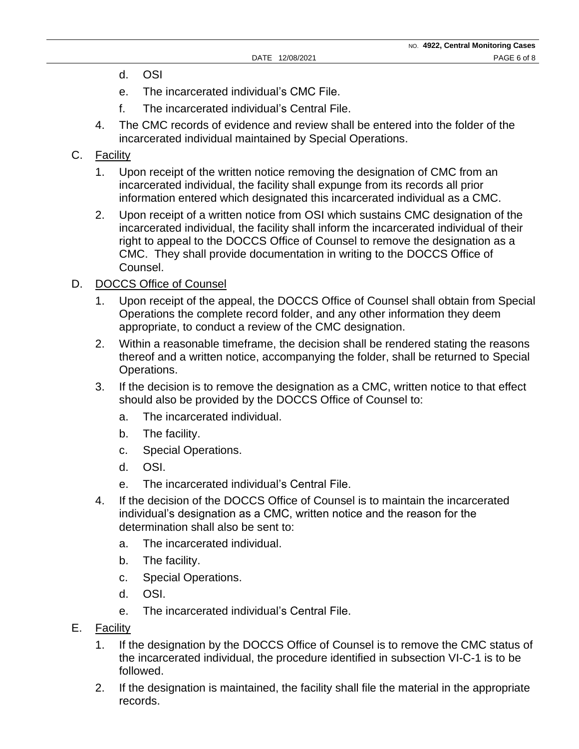d. OSI

   e. The incarcerated individual's CMC File.

   f. The incarcerated individual's Central File.

4. The CMC records of evidence and review shall be entered into the folder of the incarcerated individual maintained by Special Operations.

C. <u>Facility</u>

1. Upon receipt of the written notice removing the designation of CMC from an incarcerated individual, the facility shall expunge from its records all prior information entered which designated this incarcerated individual as a CMC.

2. Upon receipt of a written notice from OSI which sustains CMC designation of the incarcerated individual, the facility shall inform the incarcerated individual of their right to appeal to the DOCCS Office of Counsel to remove the designation as a CMC. They shall provide documentation in writing to the DOCCS Office of Counsel.

D. <u>DOCCS Office of Counsel</u>

1. Upon receipt of the appeal, the DOCCS Office of Counsel shall obtain from Special Operations the complete record folder, and any other information they deem appropriate, to conduct a review of the CMC designation.

2. Within a reasonable timeframe, the decision shall be rendered stating the reasons thereof and a written notice, accompanying the folder, shall be returned to Special Operations.

3. If the decision is to remove the designation as a CMC, written notice to that effect should also be provided by the DOCCS Office of Counsel to:

   a. The incarcerated individual.

   b. The facility.

   c. Special Operations.

   d. OSI.

   e. The incarcerated individual's Central File.

4. If the decision of the DOCCS Office of Counsel is to maintain the incarcerated individual's designation as a CMC, written notice and the reason for the determination shall also be sent to:

   a. The incarcerated individual.

   b. The facility.

   c. Special Operations.

   d. OSI.

   e. The incarcerated individual's Central File.

E. <u>Facility</u>

1. If the designation by the DOCCS Office of Counsel is to remove the CMC status of the incarcerated individual, the procedure identified in subsection VI-C-1 is to be followed.

2. If the designation is maintained, the facility shall file the material in the appropriate records.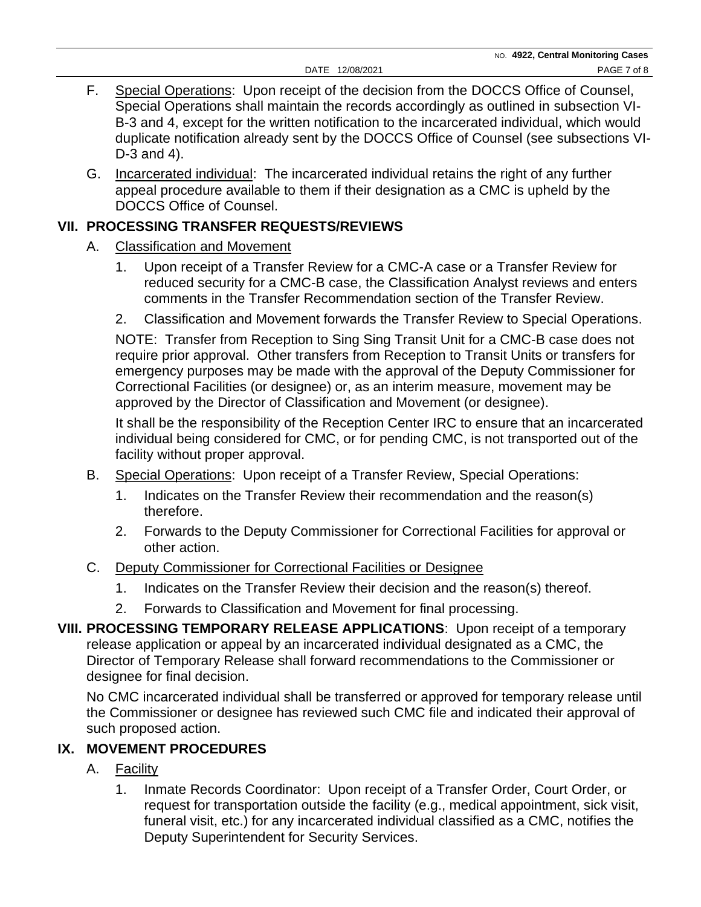F. <u>Special Operations</u>: Upon receipt of the decision from the DOCCS Office of Counsel, Special Operations shall maintain the records accordingly as outlined in subsection VI-B-3 and 4, except for the written notification to the incarcerated individual, which would duplicate notification already sent by the DOCCS Office of Counsel (see subsections VI-D-3 and 4).

G. <u>Incarcerated individual</u>: The incarcerated individual retains the right of any further appeal procedure available to them if their designation as a CMC is upheld by the DOCCS Office of Counsel.

## VII. PROCESSING TRANSFER REQUESTS/REVIEWS

A. <u>Classification and Movement</u>

1. Upon receipt of a Transfer Review for a CMC-A case or a Transfer Review for reduced security for a CMC-B case, the Classification Analyst reviews and enters comments in the Transfer Recommendation section of the Transfer Review.
2. Classification and Movement forwards the Transfer Review to Special Operations.

NOTE: Transfer from Reception to Sing Sing Transit Unit for a CMC-B case does not require prior approval. Other transfers from Reception to Transit Units or transfers for emergency purposes may be made with the approval of the Deputy Commissioner for Correctional Facilities (or designee) or, as an interim measure, movement may be approved by the Director of Classification and Movement (or designee).

It shall be the responsibility of the Reception Center IRC to ensure that an incarcerated individual being considered for CMC, or for pending CMC, is not transported out of the facility without proper approval.

B. <u>Special Operations</u>: Upon receipt of a Transfer Review, Special Operations:

1. Indicates on the Transfer Review their recommendation and the reason(s) therefore.
2. Forwards to the Deputy Commissioner for Correctional Facilities for approval or other action.

C. <u>Deputy Commissioner for Correctional Facilities or Designee</u>

1. Indicates on the Transfer Review their decision and the reason(s) thereof.
2. Forwards to Classification and Movement for final processing.

## VIII. PROCESSING TEMPORARY RELEASE APPLICATIONS

**VIII. PROCESSING TEMPORARY RELEASE APPLICATIONS**: Upon receipt of a temporary release application or appeal by an incarcerated individual designated as a CMC, the Director of Temporary Release shall forward recommendations to the Commissioner or designee for final decision.

No CMC incarcerated individual shall be transferred or approved for temporary release until the Commissioner or designee has reviewed such CMC file and indicated their approval of such proposed action.

## IX. MOVEMENT PROCEDURES

A. <u>Facility</u>

1. Inmate Records Coordinator: Upon receipt of a Transfer Order, Court Order, or request for transportation outside the facility (e.g., medical appointment, sick visit, funeral visit, etc.) for any incarcerated individual classified as a CMC, notifies the Deputy Superintendent for Security Services.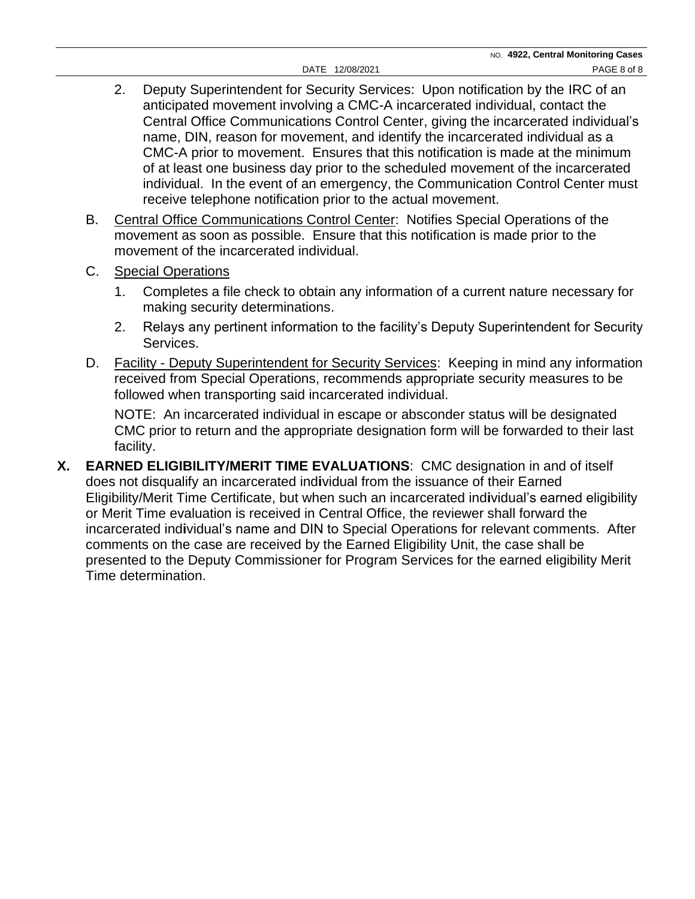2. Deputy Superintendent for Security Services: Upon notification by the IRC of an anticipated movement involving a CMC-A incarcerated individual, contact the Central Office Communications Control Center, giving the incarcerated individual's name, DIN, reason for movement, and identify the incarcerated individual as a CMC-A prior to movement. Ensures that this notification is made at the minimum of at least one business day prior to the scheduled movement of the incarcerated individual. In the event of an emergency, the Communication Control Center must receive telephone notification prior to the actual movement.

B. Central Office Communications Control Center: Notifies Special Operations of the movement as soon as possible. Ensure that this notification is made prior to the movement of the incarcerated individual.

C. Special Operations

1. Completes a file check to obtain any information of a current nature necessary for making security determinations.
2. Relays any pertinent information to the facility's Deputy Superintendent for Security Services.

D. Facility - Deputy Superintendent for Security Services: Keeping in mind any information received from Special Operations, recommends appropriate security measures to be followed when transporting said incarcerated individual.

NOTE: An incarcerated individual in escape or absconder status will be designated CMC prior to return and the appropriate designation form will be forwarded to their last facility.

**X. EARNED ELIGIBILITY/MERIT TIME EVALUATIONS**: CMC designation in and of itself does not disqualify an incarcerated individual from the issuance of their Earned Eligibility/Merit Time Certificate, but when such an incarcerated individual's earned eligibility or Merit Time evaluation is received in Central Office, the reviewer shall forward the incarcerated individual's name and DIN to Special Operations for relevant comments. After comments on the case are received by the Earned Eligibility Unit, the case shall be presented to the Deputy Commissioner for Program Services for the earned eligibility Merit Time determination.